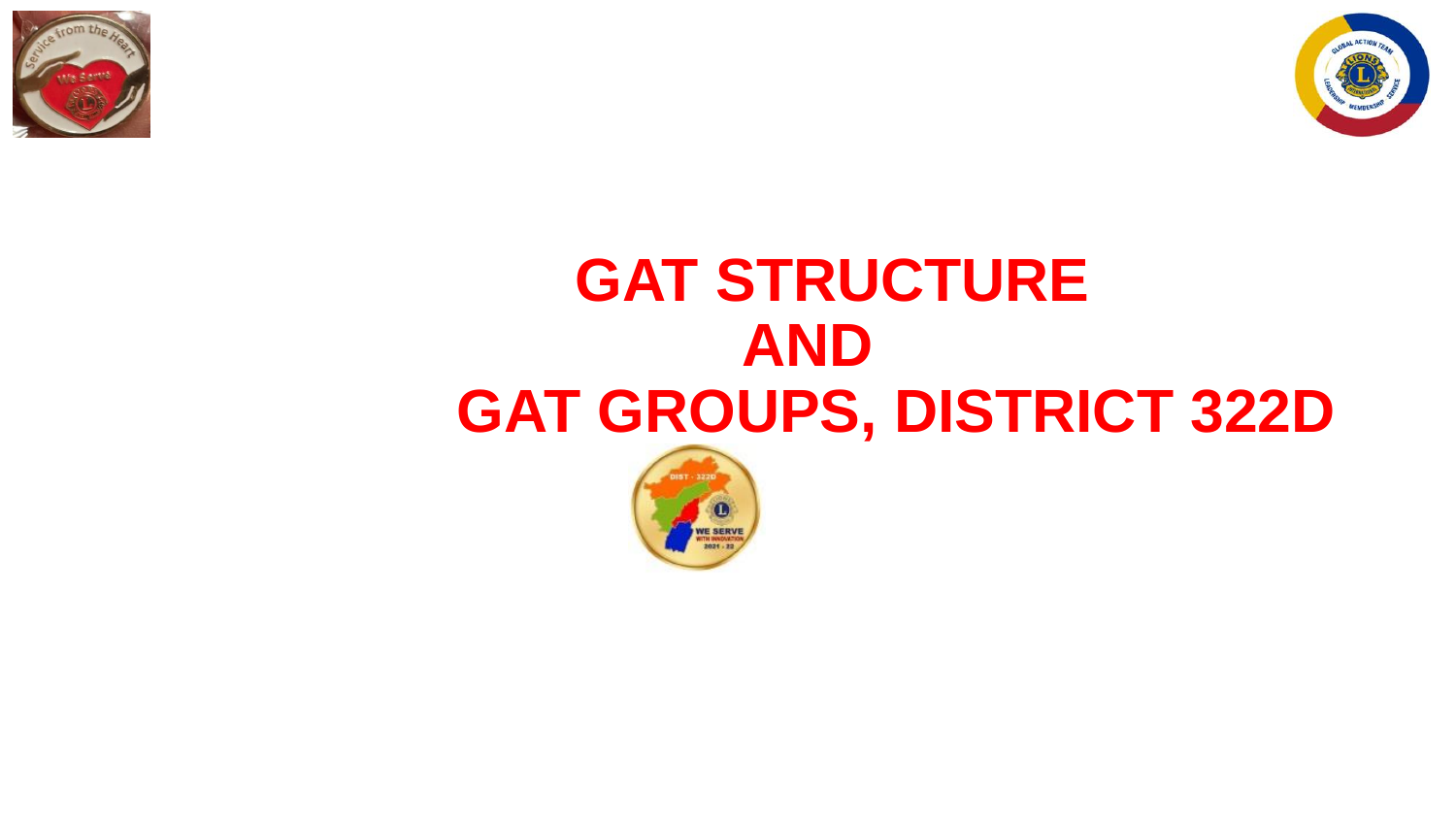# GAT STRUCTURE
# AND
# GAT GROUPS, DISTRICT 322D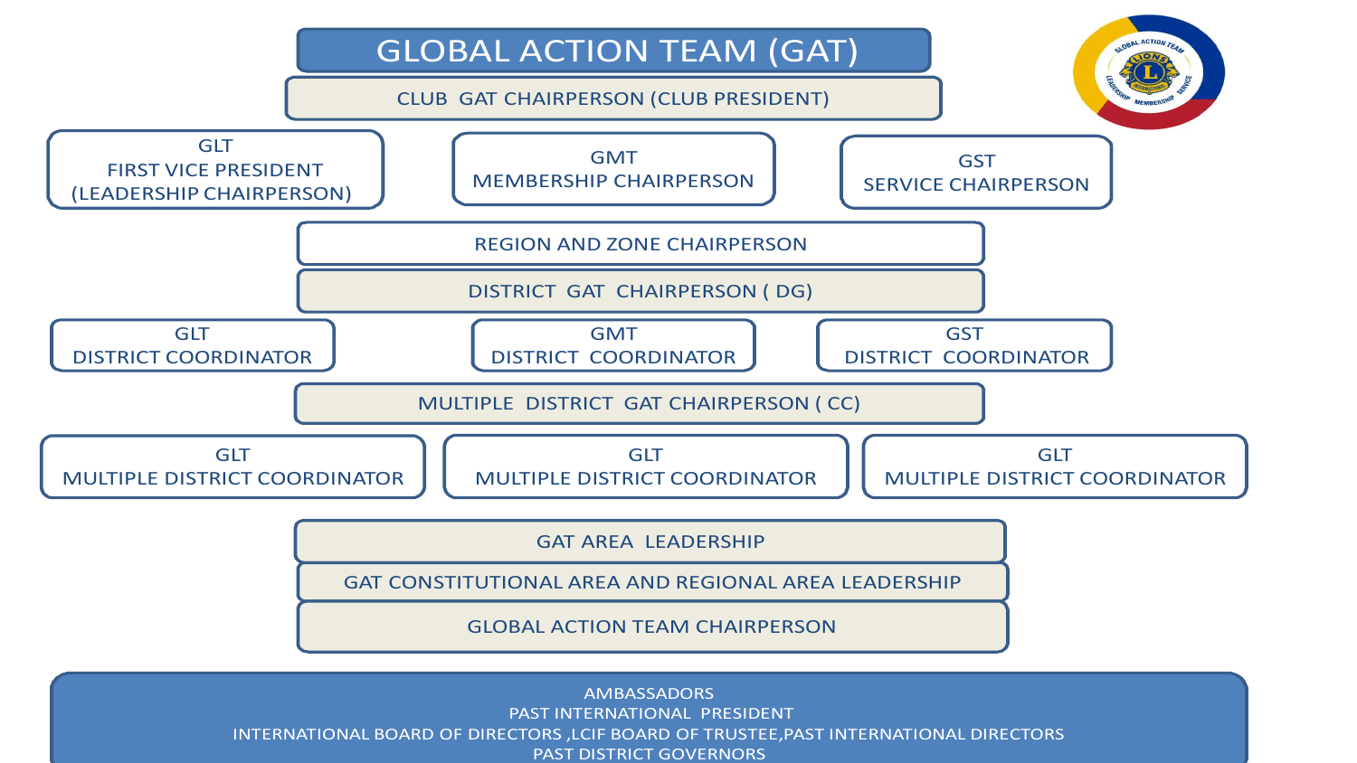# GLOBAL ACTION TEAM (GAT)

CLUB GAT CHAIRPERSON (CLUB PRESIDENT)

GLT
FIRST VICE PRESIDENT
(LEADERSHIP CHAIRPERSON)

GMT
MEMBERSHIP CHAIRPERSON

GST
SERVICE CHAIRPERSON

REGION AND ZONE CHAIRPERSON

DISTRICT GAT CHAIRPERSON ( DG)

GLT
DISTRICT COORDINATOR

GMT
DISTRICT COORDINATOR

GST
DISTRICT COORDINATOR

MULTIPLE DISTRICT GAT CHAIRPERSON ( CC)

GLT
MULTIPLE DISTRICT COORDINATOR

GLT
MULTIPLE DISTRICT COORDINATOR

GLT
MULTIPLE DISTRICT COORDINATOR

GAT AREA LEADERSHIP

GAT CONSTITUTIONAL AREA AND REGIONAL AREA LEADERSHIP

GLOBAL ACTION TEAM CHAIRPERSON

AMBASSADORS
PAST INTERNATIONAL PRESIDENT
INTERNATIONAL BOARD OF DIRECTORS ,LCIF BOARD OF TRUSTEE,PAST INTERNATIONAL DIRECTORS
PAST DISTRICT GOVERNORS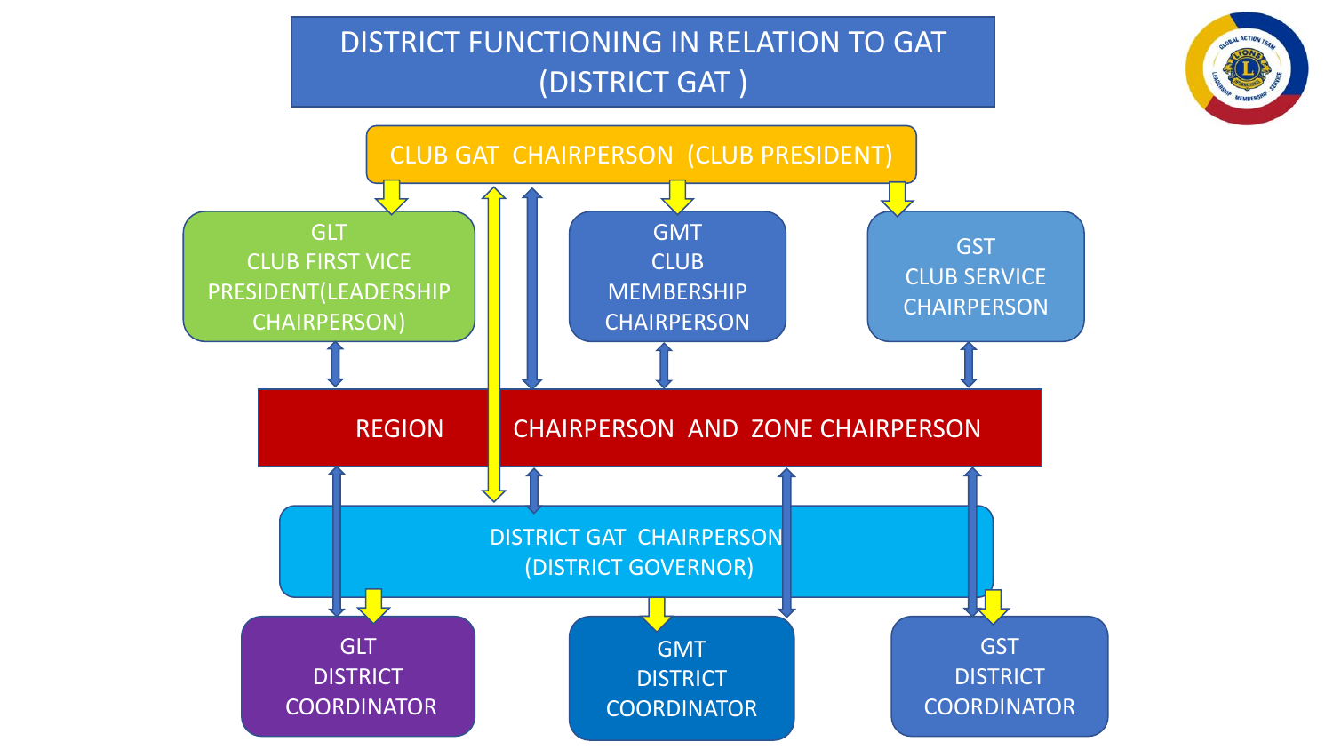# DISTRICT FUNCTIONING IN RELATION TO GAT (DISTRICT GAT )

CLUB GAT CHAIRPERSON (CLUB PRESIDENT)

GLT
CLUB FIRST VICE PRESIDENT(LEADERSHIP CHAIRPERSON)

GMT
CLUB MEMBERSHIP CHAIRPERSON

GST
CLUB SERVICE CHAIRPERSON

REGION CHAIRPERSON AND ZONE CHAIRPERSON

DISTRICT GAT CHAIRPERSON
(DISTRICT GOVERNOR)

GLT
DISTRICT COORDINATOR

GMT
DISTRICT COORDINATOR

GST
DISTRICT COORDINATOR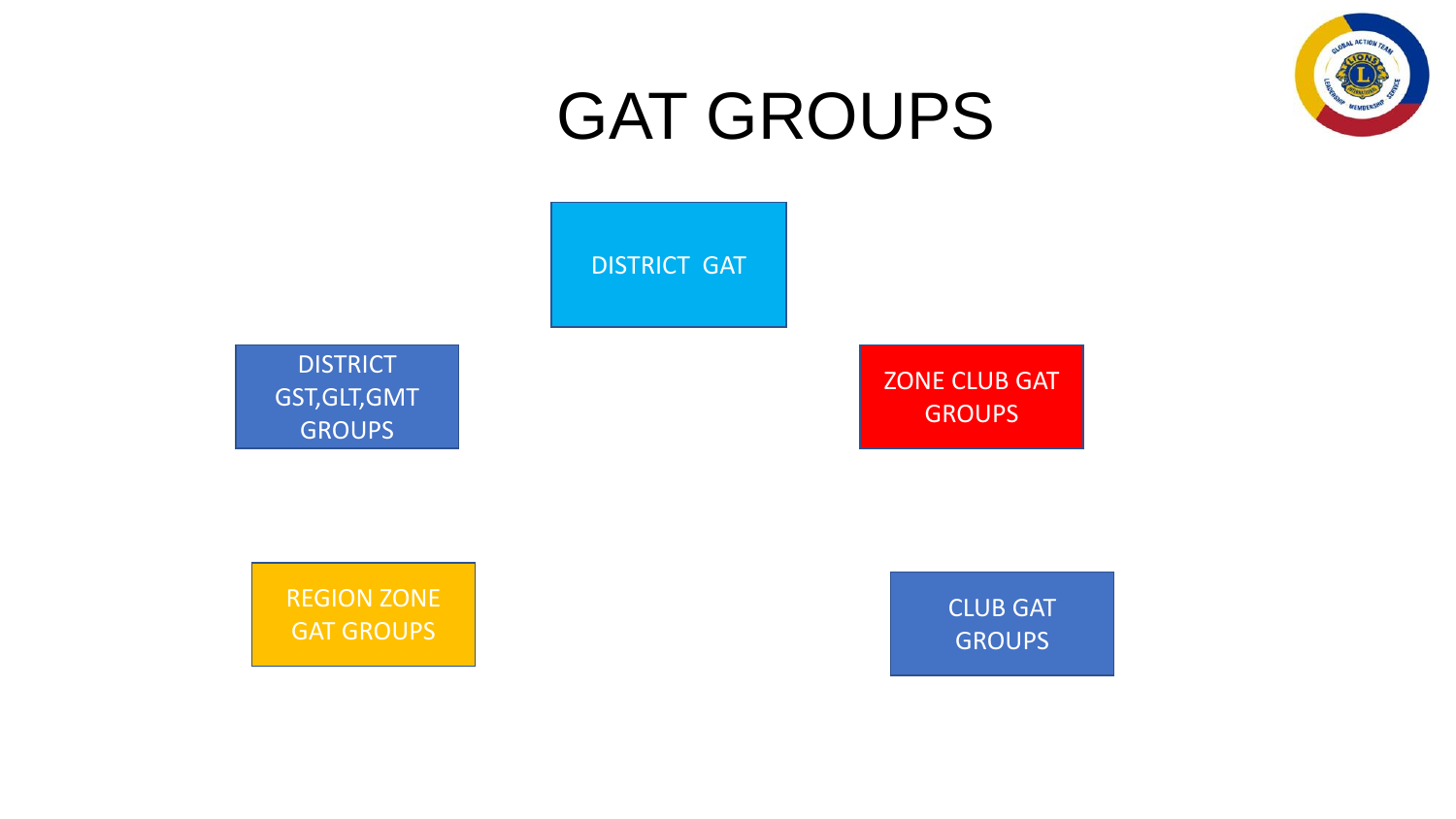# GAT GROUPS

DISTRICT GAT

DISTRICT GST,GLT,GMT GROUPS

ZONE CLUB GAT GROUPS

REGION ZONE GAT GROUPS

CLUB GAT GROUPS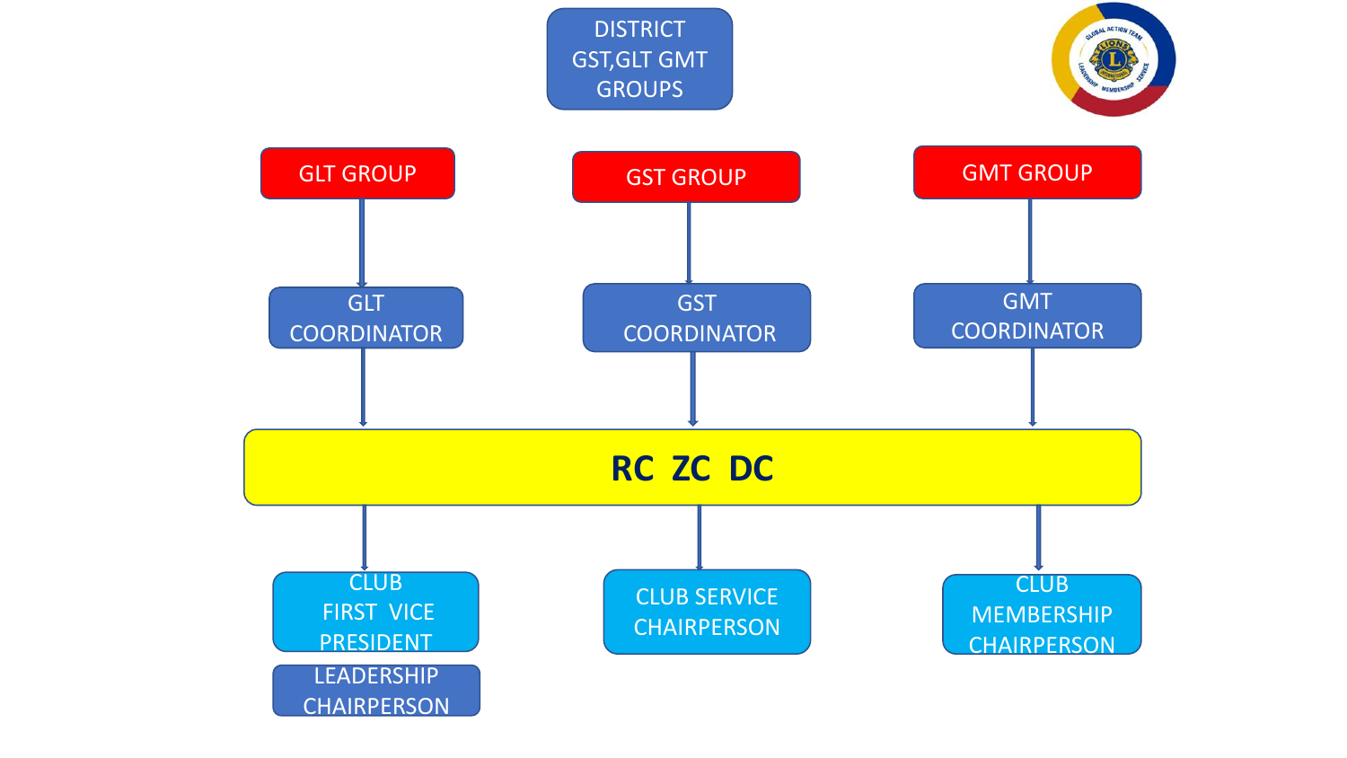# DISTRICT GST,GLT GMT GROUPS

| GLT GROUP | GST GROUP | GMT GROUP |
|---|---|---|
| ↓ | ↓ | ↓ |
| GLT COORDINATOR | GST COORDINATOR | GMT COORDINATOR |
| ↓ | ↓ | ↓ |

**RC ZC DC**

| ↓ | ↓ | ↓ |
|---|---|---|
| CLUB FIRST VICE PRESIDENT | CLUB SERVICE CHAIRPERSON | CLUB MEMBERSHIP CHAIRPERSON |
| LEADERSHIP CHAIRPERSON | | |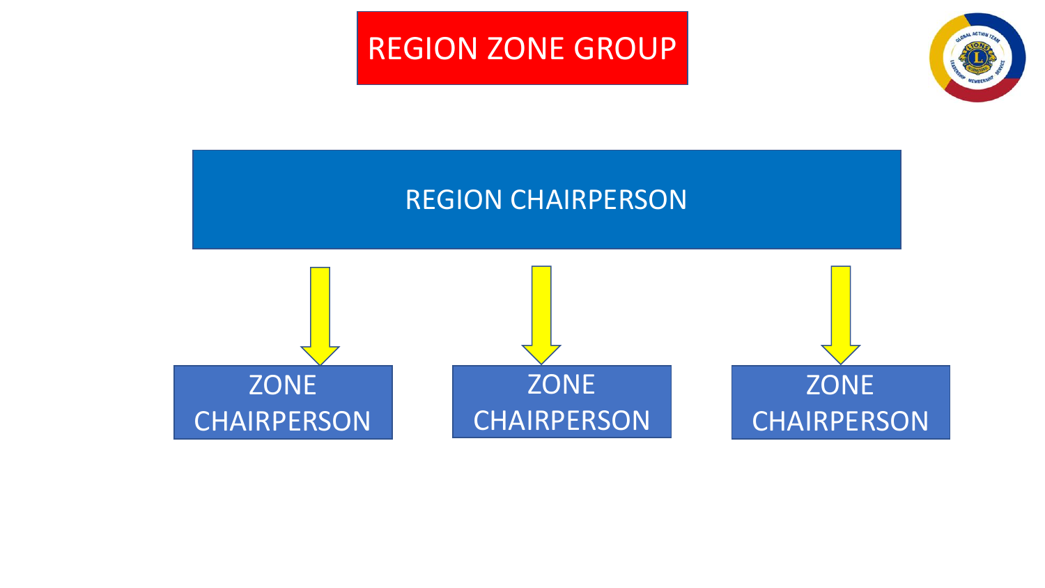# REGION ZONE GROUP

REGION CHAIRPERSON

ZONE CHAIRPERSON

ZONE CHAIRPERSON

ZONE CHAIRPERSON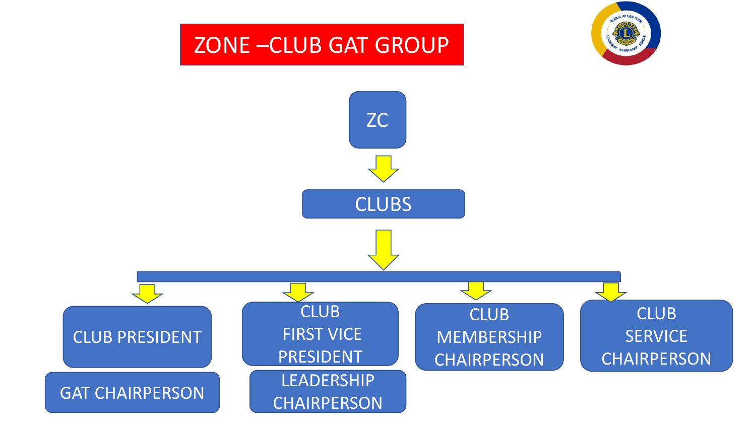# ZONE –CLUB GAT GROUP

- ZC
  - CLUBS
    - CLUB PRESIDENT
      - GAT CHAIRPERSON
    - CLUB FIRST VICE PRESIDENT
      - LEADERSHIP CHAIRPERSON
    - CLUB MEMBERSHIP CHAIRPERSON
    - CLUB SERVICE CHAIRPERSON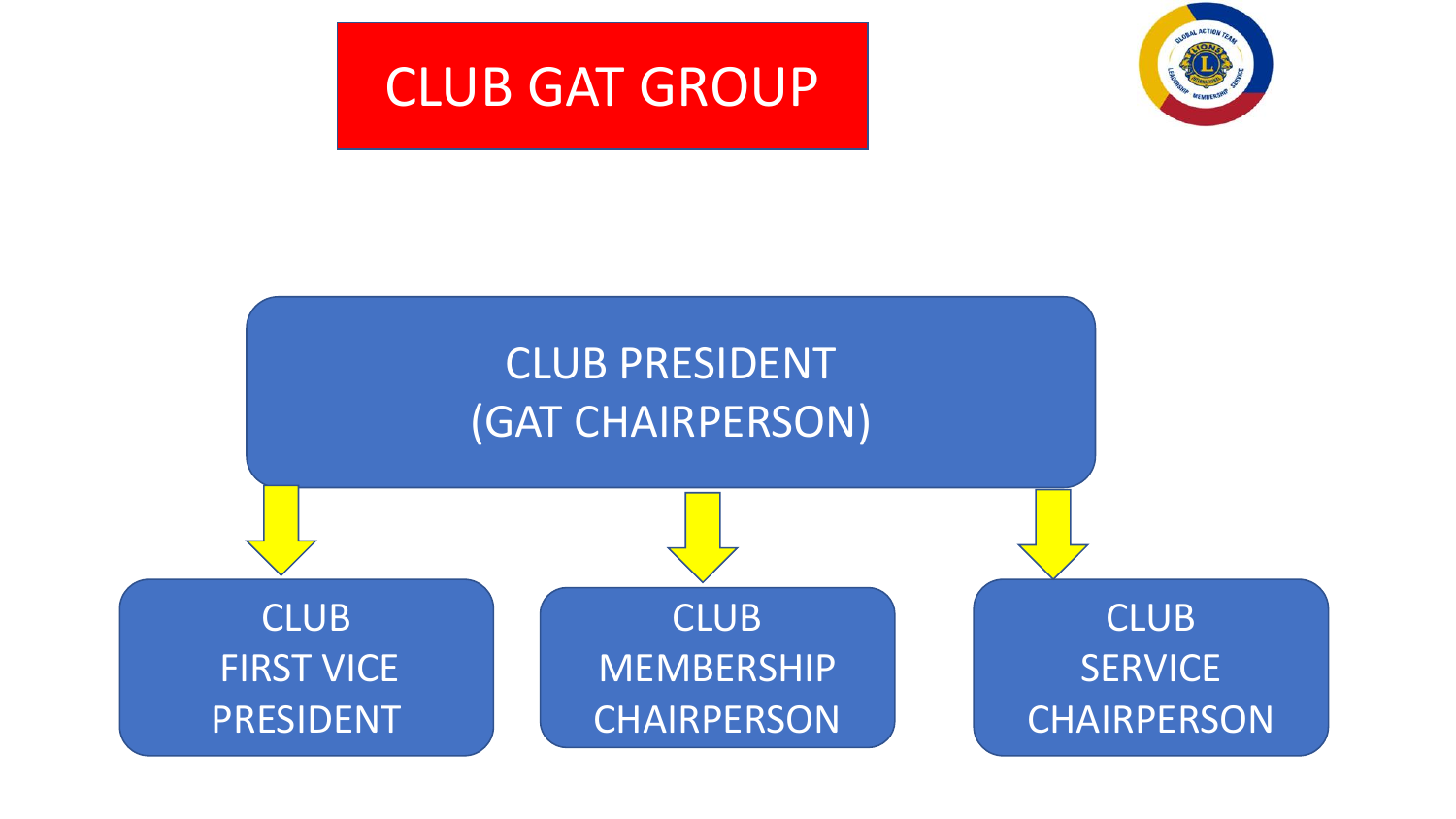# CLUB GAT GROUP

CLUB PRESIDENT
(GAT CHAIRPERSON)

- CLUB FIRST VICE PRESIDENT
- CLUB MEMBERSHIP CHAIRPERSON
- CLUB SERVICE CHAIRPERSON